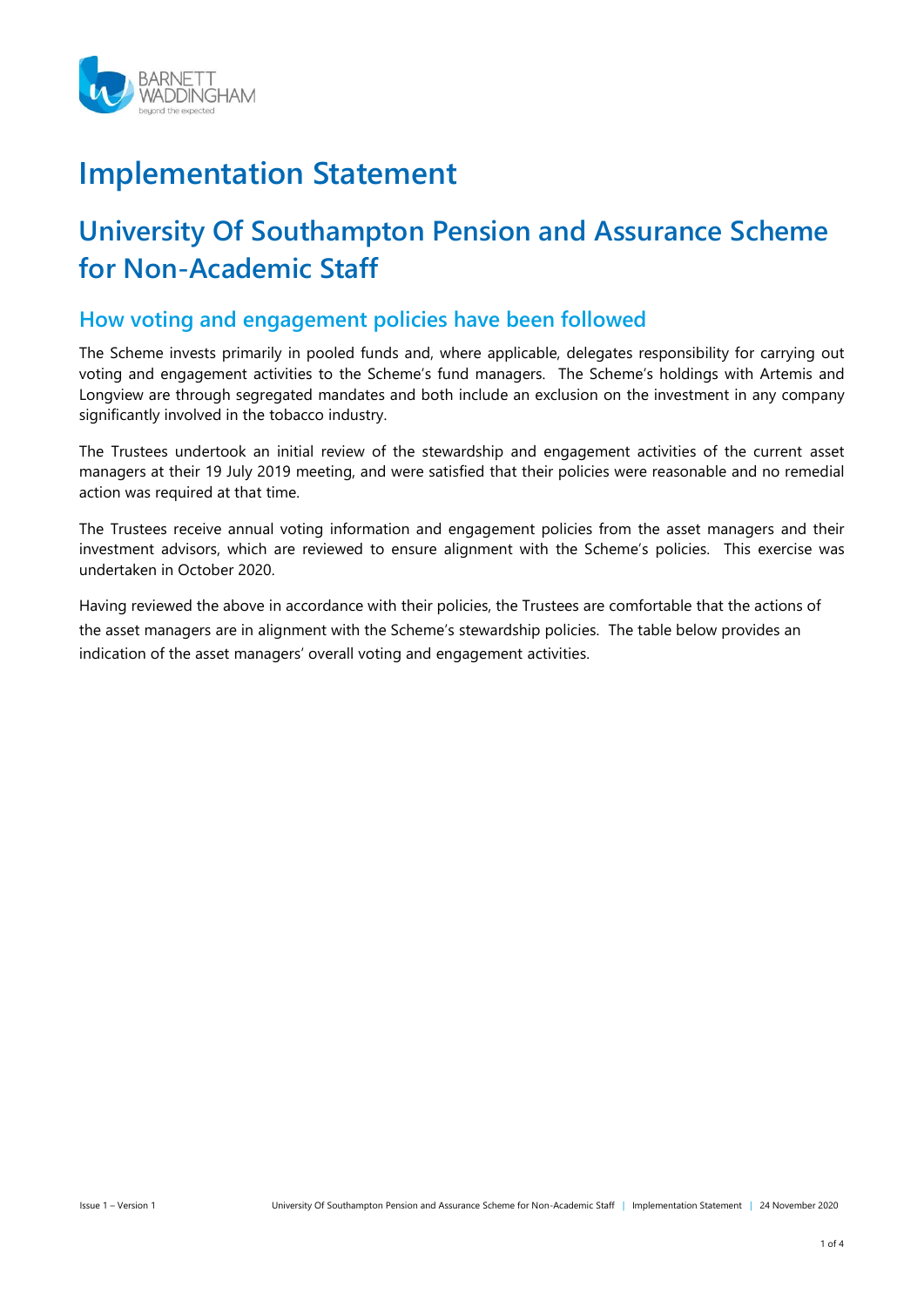# Implementation Statement

## University Of Southampton Pension and Assurance Scheme for Non-Academic Staff

### How voting and engagement policies have been followed

The Scheme invests primarily in pooled funds and, where applicable, delegates responsibility for carrying out voting and engagement activities to the Scheme's fund managers. The Scheme's holdings with Artemis and Longview are through segregated mandates and both include an exclusion on the investment in any company significantly involved in the tobacco industry.

The Trustees undertook an initial review of the stewardship and engagement activities of the current asset managers at their 19 July 2019 meeting, and were satisfied that their policies were reasonable and no remedial action was required at that time.

The Trustees receive annual voting information and engagement policies from the asset managers and their investment advisors, which are reviewed to ensure alignment with the Scheme's policies. This exercise was undertaken in October 2020.

Having reviewed the above in accordance with their policies, the Trustees are comfortable that the actions of the asset managers are in alignment with the Scheme's stewardship policies. The table below provides an indication of the asset managers' overall voting and engagement activities.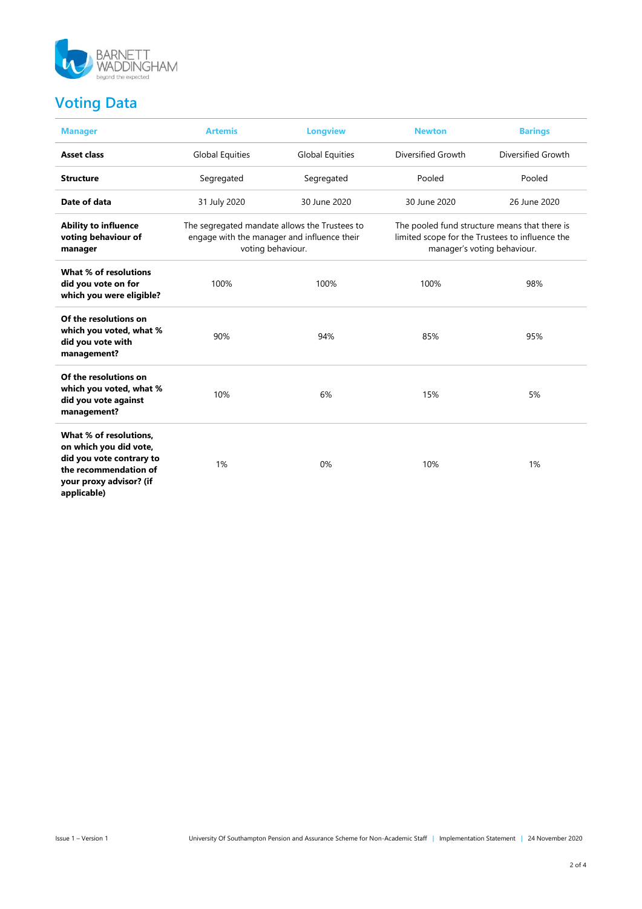# Voting Data

| Manager | Artemis | Longview | Newton | Barings |
|---|---|---|---|---|
| **Asset class** | Global Equities | Global Equities | Diversified Growth | Diversified Growth |
| **Structure** | Segregated | Segregated | Pooled | Pooled |
| **Date of data** | 31 July 2020 | 30 June 2020 | 30 June 2020 | 26 June 2020 |
| **Ability to influence voting behaviour of manager** | The segregated mandate allows the Trustees to engage with the manager and influence their voting behaviour. | | The pooled fund structure means that there is limited scope for the Trustees to influence the manager's voting behaviour. | |
| **What % of resolutions did you vote on for which you were eligible?** | 100% | 100% | 100% | 98% |
| **Of the resolutions on which you voted, what % did you vote with management?** | 90% | 94% | 85% | 95% |
| **Of the resolutions on which you voted, what % did you vote against management?** | 10% | 6% | 15% | 5% |
| **What % of resolutions, on which you did vote, did you vote contrary to the recommendation of your proxy advisor? (if applicable)** | 1% | 0% | 10% | 1% |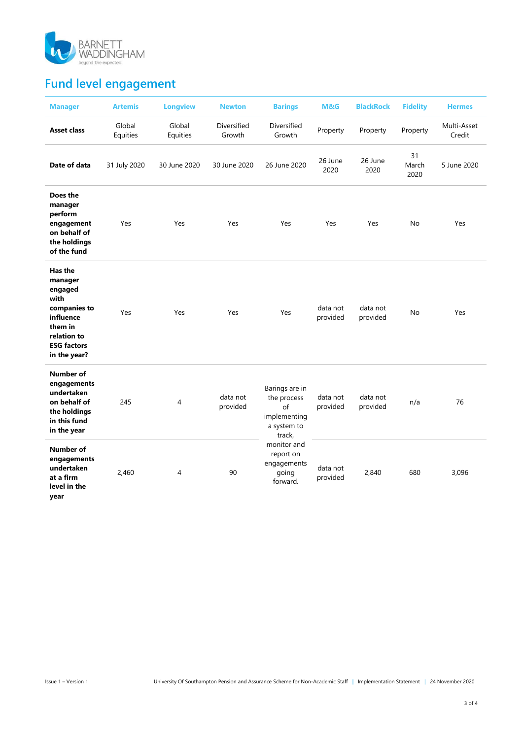## Fund level engagement

| Manager | Artemis | Longview | Newton | Barings | M&G | BlackRock | Fidelity | Hermes |
|---|---|---|---|---|---|---|---|---|
| **Asset class** | Global Equities | Global Equities | Diversified Growth | Diversified Growth | Property | Property | Property | Multi-Asset Credit |
| **Date of data** | 31 July 2020 | 30 June 2020 | 30 June 2020 | 26 June 2020 | 26 June 2020 | 26 June 2020 | 31 March 2020 | 5 June 2020 |
| **Does the manager perform engagement on behalf of the holdings of the fund** | Yes | Yes | Yes | Yes | Yes | Yes | No | Yes |
| **Has the manager engaged with companies to influence them in relation to ESG factors in the year?** | Yes | Yes | Yes | Yes | data not provided | data not provided | No | Yes |
| **Number of engagements undertaken on behalf of the holdings in this fund in the year** | 245 | 4 | data not provided | Barings are in the process of implementing a system to track, monitor and report on engagements going forward. | data not provided | data not provided | n/a | 76 |
| **Number of engagements undertaken at a firm level in the year** | 2,460 | 4 | 90 | | data not provided | 2,840 | 680 | 3,096 |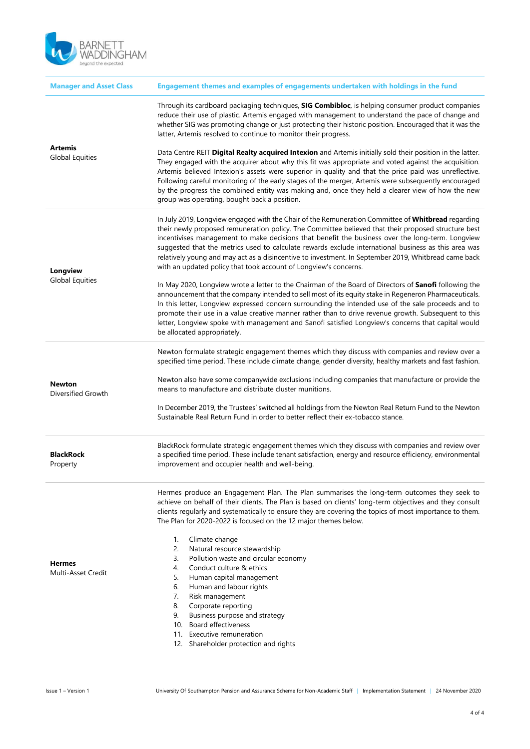| Manager and Asset Class | Engagement themes and examples of engagements undertaken with holdings in the fund |
|---|---|
| **Artemis**<br>Global Equities | Through its cardboard packaging techniques, **SIG Combibloc**, is helping consumer product companies reduce their use of plastic. Artemis engaged with management to understand the pace of change and whether SIG was promoting change or just protecting their historic position. Encouraged that it was the latter, Artemis resolved to continue to monitor their progress.<br><br>Data Centre REIT **Digital Realty acquired Intexion** and Artemis initially sold their position in the latter. They engaged with the acquirer about why this fit was appropriate and voted against the acquisition. Artemis believed Intexion's assets were superior in quality and that the price paid was unreflective. Following careful monitoring of the early stages of the merger, Artemis were subsequently encouraged by the progress the combined entity was making and, once they held a clearer view of how the new group was operating, bought back a position. |
| **Longview**<br>Global Equities | In July 2019, Longview engaged with the Chair of the Remuneration Committee of **Whitbread** regarding their newly proposed remuneration policy. The Committee believed that their proposed structure best incentivises management to make decisions that benefit the business over the long-term. Longview suggested that the metrics used to calculate rewards exclude international business as this area was relatively young and may act as a disincentive to investment. In September 2019, Whitbread came back with an updated policy that took account of Longview's concerns.<br><br>In May 2020, Longview wrote a letter to the Chairman of the Board of Directors of **Sanofi** following the announcement that the company intended to sell most of its equity stake in Regeneron Pharmaceuticals. In this letter, Longview expressed concern surrounding the intended use of the sale proceeds and to promote their use in a value creative manner rather than to drive revenue growth. Subsequent to this letter, Longview spoke with management and Sanofi satisfied Longview's concerns that capital would be allocated appropriately. |
| **Newton**<br>Diversified Growth | Newton formulate strategic engagement themes which they discuss with companies and review over a specified time period. These include climate change, gender diversity, healthy markets and fast fashion.<br><br>Newton also have some companywide exclusions including companies that manufacture or provide the means to manufacture and distribute cluster munitions.<br><br>In December 2019, the Trustees' switched all holdings from the Newton Real Return Fund to the Newton Sustainable Real Return Fund in order to better reflect their ex-tobacco stance. |
| **BlackRock**<br>Property | BlackRock formulate strategic engagement themes which they discuss with companies and review over a specified time period. These include tenant satisfaction, energy and resource efficiency, environmental improvement and occupier health and well-being. |
| **Hermes**<br>Multi-Asset Credit | Hermes produce an Engagement Plan. The Plan summarises the long-term outcomes they seek to achieve on behalf of their clients. The Plan is based on clients' long-term objectives and they consult clients regularly and systematically to ensure they are covering the topics of most importance to them. The Plan for 2020-2022 is focused on the 12 major themes below.<br><br>1. Climate change<br>2. Natural resource stewardship<br>3. Pollution waste and circular economy<br>4. Conduct culture & ethics<br>5. Human capital management<br>6. Human and labour rights<br>7. Risk management<br>8. Corporate reporting<br>9. Business purpose and strategy<br>10. Board effectiveness<br>11. Executive remuneration<br>12. Shareholder protection and rights |